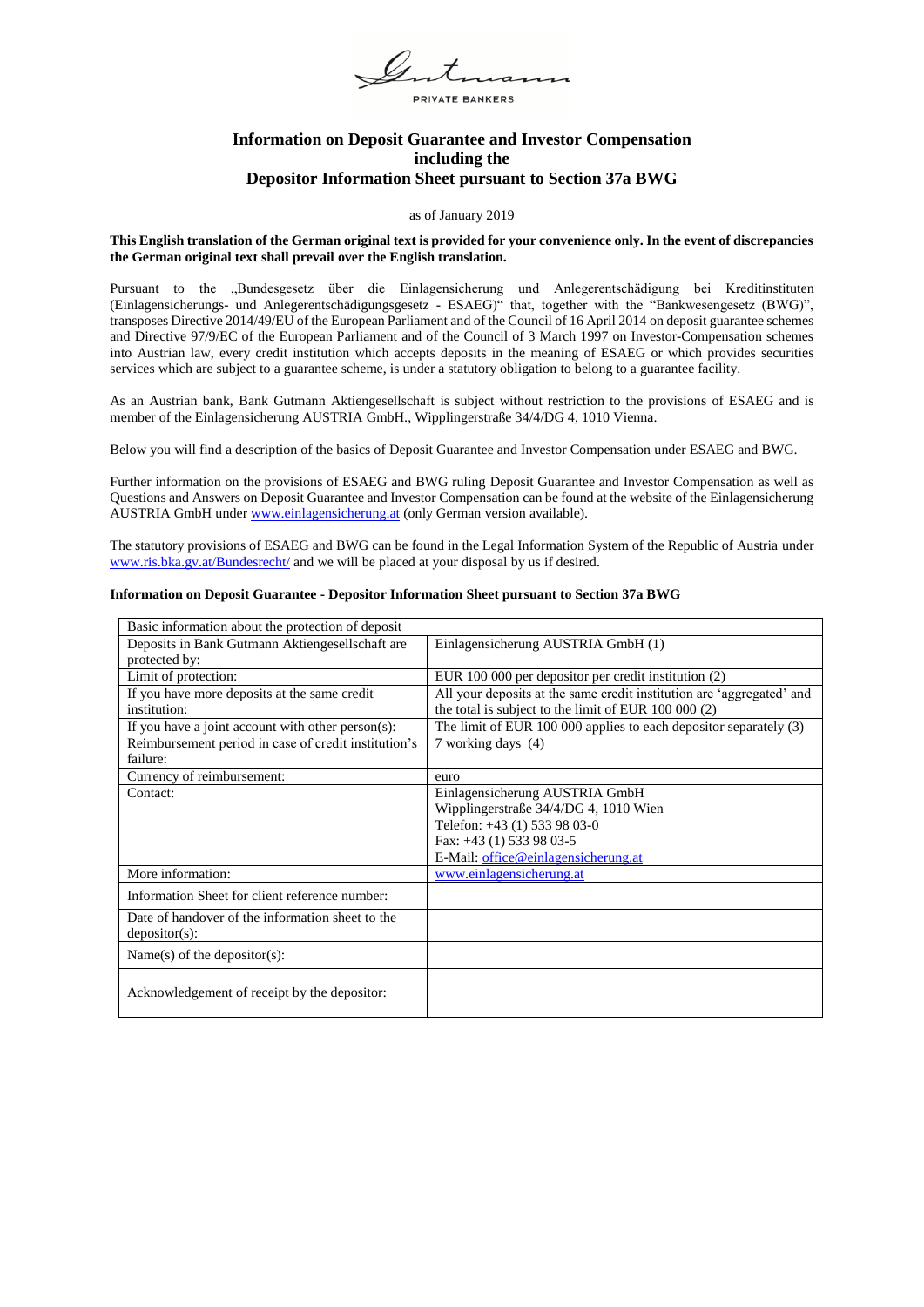Gutmann

PRIVATE BANKERS

# Information on Deposit Guarantee and Investor Compensation including the Depositor Information Sheet pursuant to Section 37a BWG

as of January 2019

**This English translation of the German original text is provided for your convenience only. In the event of discrepancies the German original text shall prevail over the English translation.**

Pursuant to the „Bundesgesetz über die Einlagensicherung und Anlegerentschädigung bei Kreditinstituten (Einlagensicherungs- und Anlegerentschädigungsgesetz - ESAEG)" that, together with the "Bankwesengesetz (BWG)", transposes Directive 2014/49/EU of the European Parliament and of the Council of 16 April 2014 on deposit guarantee schemes and Directive 97/9/EC of the European Parliament and of the Council of 3 March 1997 on Investor-Compensation schemes into Austrian law, every credit institution which accepts deposits in the meaning of ESAEG or which provides securities services which are subject to a guarantee scheme, is under a statutory obligation to belong to a guarantee facility.

As an Austrian bank, Bank Gutmann Aktiengesellschaft is subject without restriction to the provisions of ESAEG and is member of the Einlagensicherung AUSTRIA GmbH., Wipplingerstraße 34/4/DG 4, 1010 Vienna.

Below you will find a description of the basics of Deposit Guarantee and Investor Compensation under ESAEG and BWG.

Further information on the provisions of ESAEG and BWG ruling Deposit Guarantee and Investor Compensation as well as Questions and Answers on Deposit Guarantee and Investor Compensation can be found at the website of the Einlagensicherung AUSTRIA GmbH under www.einlagensicherung.at (only German version available).

The statutory provisions of ESAEG and BWG can be found in the Legal Information System of the Republic of Austria under www.ris.bka.gv.at/Bundesrecht/ and we will be placed at your disposal by us if desired.

**Information on Deposit Guarantee - Depositor Information Sheet pursuant to Section 37a BWG**

| Basic information about the protection of deposit | |
|---|---|
| Deposits in Bank Gutmann Aktiengesellschaft are protected by: | Einlagensicherung AUSTRIA GmbH (1) |
| Limit of protection: | EUR 100 000 per depositor per credit institution (2) |
| If you have more deposits at the same credit institution: | All your deposits at the same credit institution are 'aggregated' and the total is subject to the limit of EUR 100 000 (2) |
| If you have a joint account with other person(s): | The limit of EUR 100 000 applies to each depositor separately (3) |
| Reimbursement period in case of credit institution's failure: | 7 working days (4) |
| Currency of reimbursement: | euro |
| Contact: | Einlagensicherung AUSTRIA GmbH<br>Wipplingerstraße 34/4/DG 4, 1010 Wien<br>Telefon: +43 (1) 533 98 03-0<br>Fax: +43 (1) 533 98 03-5<br>E-Mail: office@einlagensicherung.at |
| More information: | www.einlagensicherung.at |
| Information Sheet for client reference number: | |
| Date of handover of the information sheet to the depositor(s): | |
| Name(s) of the depositor(s): | |
| Acknowledgement of receipt by the depositor: | |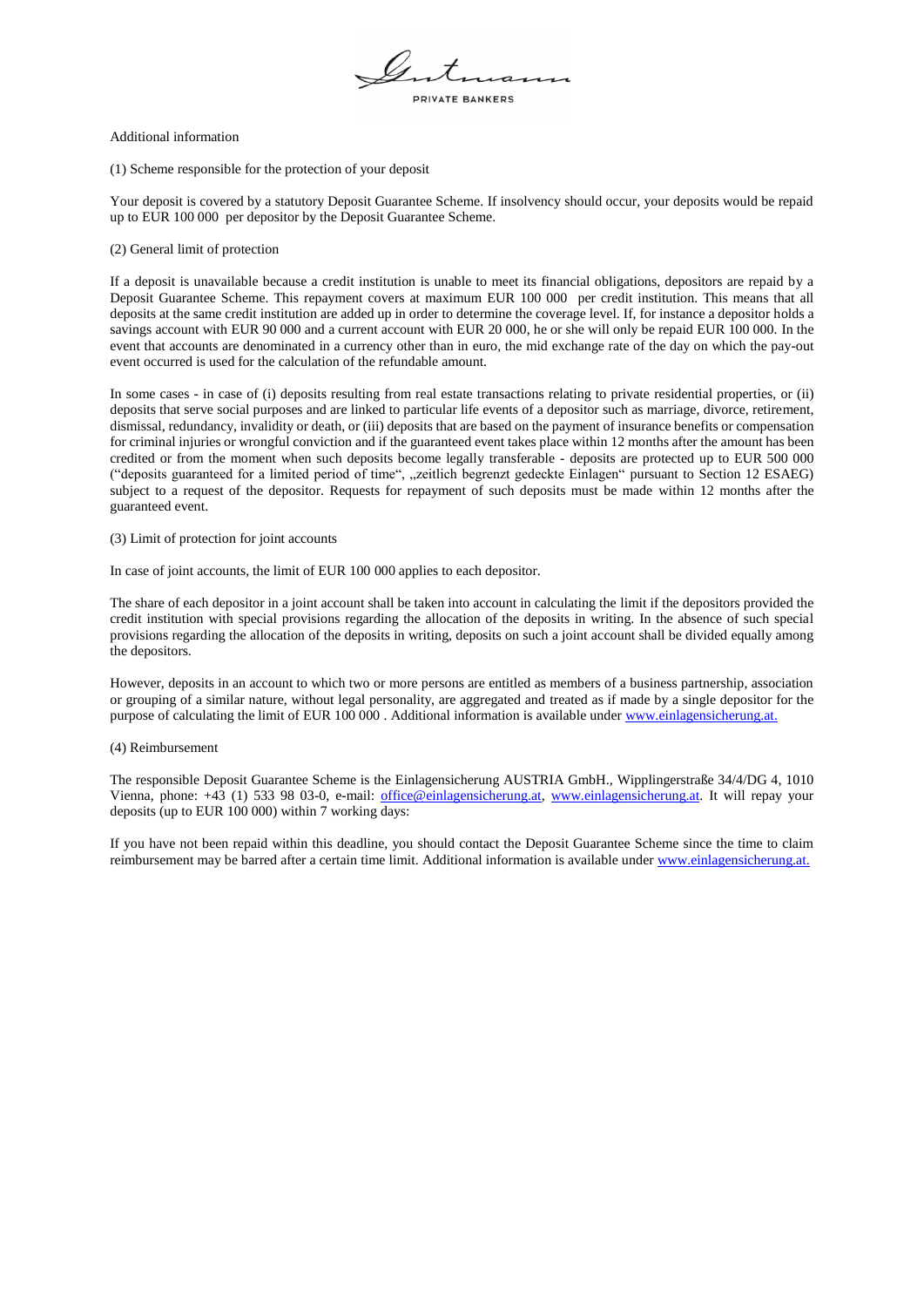Additional information

(1) Scheme responsible for the protection of your deposit

Your deposit is covered by a statutory Deposit Guarantee Scheme. If insolvency should occur, your deposits would be repaid up to EUR 100 000 per depositor by the Deposit Guarantee Scheme.

(2) General limit of protection

If a deposit is unavailable because a credit institution is unable to meet its financial obligations, depositors are repaid by a Deposit Guarantee Scheme. This repayment covers at maximum EUR 100 000 per credit institution. This means that all deposits at the same credit institution are added up in order to determine the coverage level. If, for instance a depositor holds a savings account with EUR 90 000 and a current account with EUR 20 000, he or she will only be repaid EUR 100 000. In the event that accounts are denominated in a currency other than in euro, the mid exchange rate of the day on which the pay-out event occurred is used for the calculation of the refundable amount.

In some cases - in case of (i) deposits resulting from real estate transactions relating to private residential properties, or (ii) deposits that serve social purposes and are linked to particular life events of a depositor such as marriage, divorce, retirement, dismissal, redundancy, invalidity or death, or (iii) deposits that are based on the payment of insurance benefits or compensation for criminal injuries or wrongful conviction and if the guaranteed event takes place within 12 months after the amount has been credited or from the moment when such deposits become legally transferable - deposits are protected up to EUR 500 000 ("deposits guaranteed for a limited period of time", „zeitlich begrenzt gedeckte Einlagen" pursuant to Section 12 ESAEG) subject to a request of the depositor. Requests for repayment of such deposits must be made within 12 months after the guaranteed event.

(3) Limit of protection for joint accounts

In case of joint accounts, the limit of EUR 100 000 applies to each depositor.

The share of each depositor in a joint account shall be taken into account in calculating the limit if the depositors provided the credit institution with special provisions regarding the allocation of the deposits in writing. In the absence of such special provisions regarding the allocation of the deposits in writing, deposits on such a joint account shall be divided equally among the depositors.

However, deposits in an account to which two or more persons are entitled as members of a business partnership, association or grouping of a similar nature, without legal personality, are aggregated and treated as if made by a single depositor for the purpose of calculating the limit of EUR 100 000 . Additional information is available under www.einlagensicherung.at.

(4) Reimbursement

The responsible Deposit Guarantee Scheme is the Einlagensicherung AUSTRIA GmbH., Wipplingerstraße 34/4/DG 4, 1010 Vienna, phone: +43 (1) 533 98 03-0, e-mail: office@einlagensicherung.at, www.einlagensicherung.at. It will repay your deposits (up to EUR 100 000) within 7 working days:

If you have not been repaid within this deadline, you should contact the Deposit Guarantee Scheme since the time to claim reimbursement may be barred after a certain time limit. Additional information is available under www.einlagensicherung.at.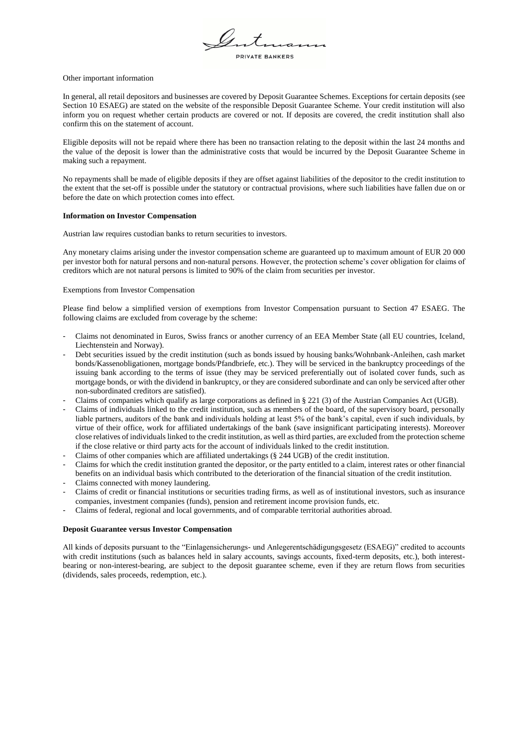Other important information

In general, all retail depositors and businesses are covered by Deposit Guarantee Schemes. Exceptions for certain deposits (see Section 10 ESAEG) are stated on the website of the responsible Deposit Guarantee Scheme. Your credit institution will also inform you on request whether certain products are covered or not. If deposits are covered, the credit institution shall also confirm this on the statement of account.

Eligible deposits will not be repaid where there has been no transaction relating to the deposit within the last 24 months and the value of the deposit is lower than the administrative costs that would be incurred by the Deposit Guarantee Scheme in making such a repayment.

No repayments shall be made of eligible deposits if they are offset against liabilities of the depositor to the credit institution to the extent that the set-off is possible under the statutory or contractual provisions, where such liabilities have fallen due on or before the date on which protection comes into effect.

**Information on Investor Compensation**

Austrian law requires custodian banks to return securities to investors.

Any monetary claims arising under the investor compensation scheme are guaranteed up to maximum amount of EUR 20 000 per investor both for natural persons and non-natural persons. However, the protection scheme's cover obligation for claims of creditors which are not natural persons is limited to 90% of the claim from securities per investor.

Exemptions from Investor Compensation

Please find below a simplified version of exemptions from Investor Compensation pursuant to Section 47 ESAEG. The following claims are excluded from coverage by the scheme:

- Claims not denominated in Euros, Swiss francs or another currency of an EEA Member State (all EU countries, Iceland, Liechtenstein and Norway).
- Debt securities issued by the credit institution (such as bonds issued by housing banks/Wohnbank-Anleihen, cash market bonds/Kassenobligationen, mortgage bonds/Pfandbriefe, etc.). They will be serviced in the bankruptcy proceedings of the issuing bank according to the terms of issue (they may be serviced preferentially out of isolated cover funds, such as mortgage bonds, or with the dividend in bankruptcy, or they are considered subordinate and can only be serviced after other non-subordinated creditors are satisfied).
- Claims of companies which qualify as large corporations as defined in § 221 (3) of the Austrian Companies Act (UGB).
- Claims of individuals linked to the credit institution, such as members of the board, of the supervisory board, personally liable partners, auditors of the bank and individuals holding at least 5% of the bank's capital, even if such individuals, by virtue of their office, work for affiliated undertakings of the bank (save insignificant participating interests). Moreover close relatives of individuals linked to the credit institution, as well as third parties, are excluded from the protection scheme if the close relative or third party acts for the account of individuals linked to the credit institution.
- Claims of other companies which are affiliated undertakings (§ 244 UGB) of the credit institution.
- Claims for which the credit institution granted the depositor, or the party entitled to a claim, interest rates or other financial benefits on an individual basis which contributed to the deterioration of the financial situation of the credit institution.
- Claims connected with money laundering.
- Claims of credit or financial institutions or securities trading firms, as well as of institutional investors, such as insurance companies, investment companies (funds), pension and retirement income provision funds, etc.
- Claims of federal, regional and local governments, and of comparable territorial authorities abroad.

**Deposit Guarantee versus Investor Compensation**

All kinds of deposits pursuant to the "Einlagensicherungs- und Anlegerentschädigungsgesetz (ESAEG)" credited to accounts with credit institutions (such as balances held in salary accounts, savings accounts, fixed-term deposits, etc.), both interest-bearing or non-interest-bearing, are subject to the deposit guarantee scheme, even if they are return flows from securities (dividends, sales proceeds, redemption, etc.).